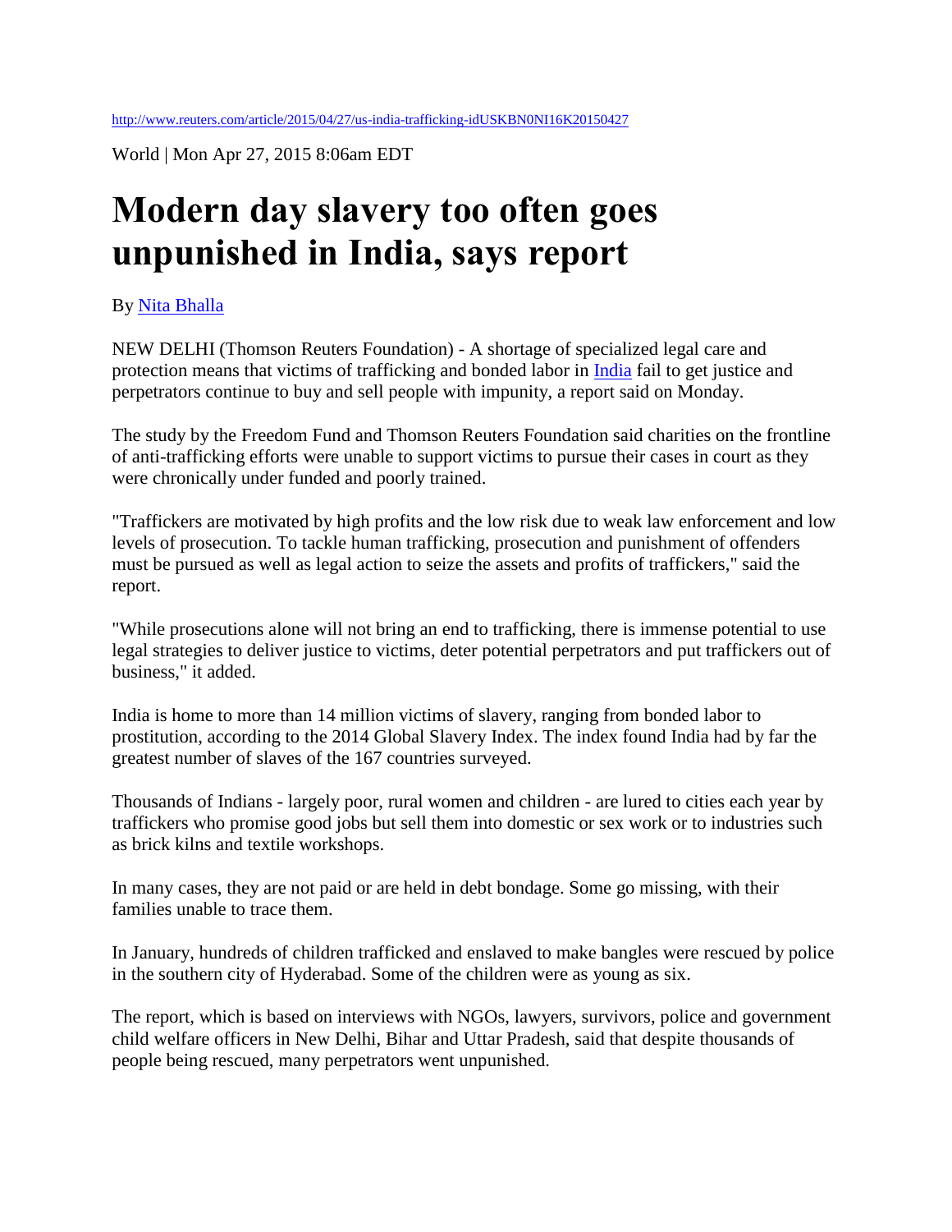http://www.reuters.com/article/2015/04/27/us-india-trafficking-idUSKBN0NI16K20150427

World | Mon Apr 27, 2015 8:06am EDT

# Modern day slavery too often goes unpunished in India, says report

By Nita Bhalla

NEW DELHI (Thomson Reuters Foundation) - A shortage of specialized legal care and protection means that victims of trafficking and bonded labor in India fail to get justice and perpetrators continue to buy and sell people with impunity, a report said on Monday.

The study by the Freedom Fund and Thomson Reuters Foundation said charities on the frontline of anti-trafficking efforts were unable to support victims to pursue their cases in court as they were chronically under funded and poorly trained.

"Traffickers are motivated by high profits and the low risk due to weak law enforcement and low levels of prosecution. To tackle human trafficking, prosecution and punishment of offenders must be pursued as well as legal action to seize the assets and profits of traffickers," said the report.

"While prosecutions alone will not bring an end to trafficking, there is immense potential to use legal strategies to deliver justice to victims, deter potential perpetrators and put traffickers out of business," it added.

India is home to more than 14 million victims of slavery, ranging from bonded labor to prostitution, according to the 2014 Global Slavery Index. The index found India had by far the greatest number of slaves of the 167 countries surveyed.

Thousands of Indians - largely poor, rural women and children - are lured to cities each year by traffickers who promise good jobs but sell them into domestic or sex work or to industries such as brick kilns and textile workshops.

In many cases, they are not paid or are held in debt bondage. Some go missing, with their families unable to trace them.

In January, hundreds of children trafficked and enslaved to make bangles were rescued by police in the southern city of Hyderabad. Some of the children were as young as six.

The report, which is based on interviews with NGOs, lawyers, survivors, police and government child welfare officers in New Delhi, Bihar and Uttar Pradesh, said that despite thousands of people being rescued, many perpetrators went unpunished.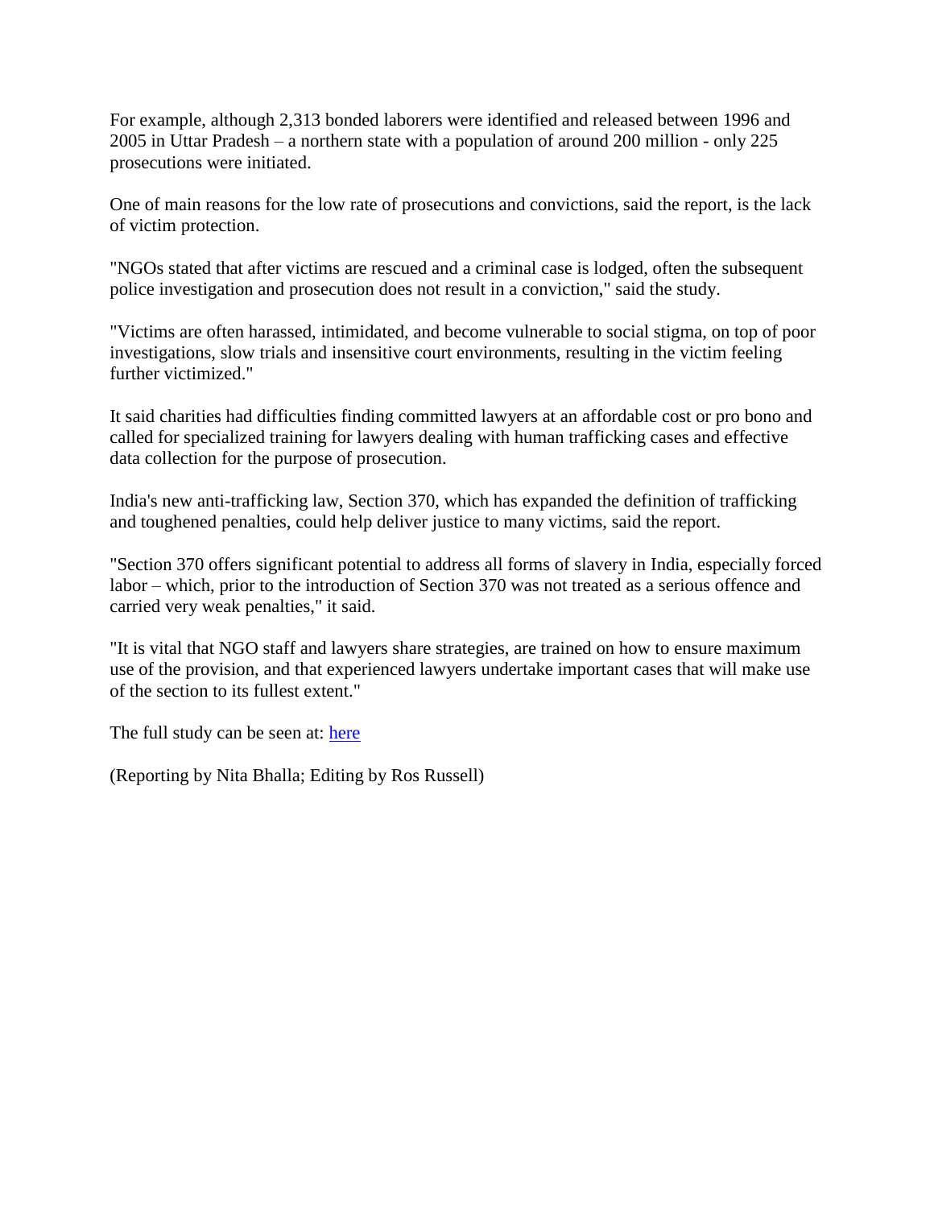For example, although 2,313 bonded laborers were identified and released between 1996 and 2005 in Uttar Pradesh – a northern state with a population of around 200 million - only 225 prosecutions were initiated.

One of main reasons for the low rate of prosecutions and convictions, said the report, is the lack of victim protection.

"NGOs stated that after victims are rescued and a criminal case is lodged, often the subsequent police investigation and prosecution does not result in a conviction," said the study.

"Victims are often harassed, intimidated, and become vulnerable to social stigma, on top of poor investigations, slow trials and insensitive court environments, resulting in the victim feeling further victimized."

It said charities had difficulties finding committed lawyers at an affordable cost or pro bono and called for specialized training for lawyers dealing with human trafficking cases and effective data collection for the purpose of prosecution.

India's new anti-trafficking law, Section 370, which has expanded the definition of trafficking and toughened penalties, could help deliver justice to many victims, said the report.

"Section 370 offers significant potential to address all forms of slavery in India, especially forced labor – which, prior to the introduction of Section 370 was not treated as a serious offence and carried very weak penalties," it said.

"It is vital that NGO staff and lawyers share strategies, are trained on how to ensure maximum use of the provision, and that experienced lawyers undertake important cases that will make use of the section to its fullest extent."

The full study can be seen at: here

(Reporting by Nita Bhalla; Editing by Ros Russell)